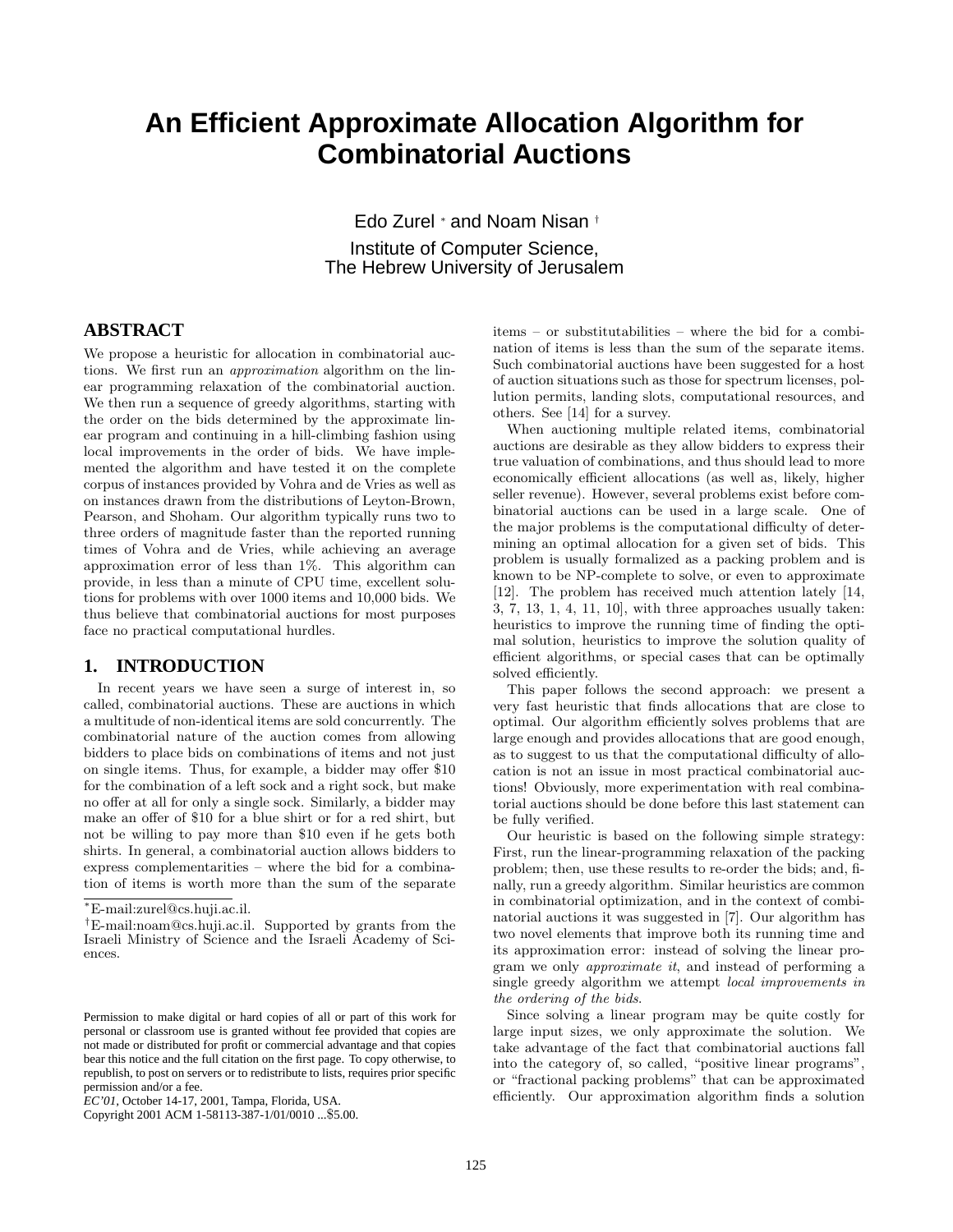# An Efficient Approximate Allocation Algorithm for Combinatorial Auctions

Edo Zurel [*] and Noam Nisan [†]

Institute of Computer Science,
The Hebrew University of Jerusalem

## ABSTRACT

We propose a heuristic for allocation in combinatorial auctions. We first run an *approximation* algorithm on the linear programming relaxation of the combinatorial auction. We then run a sequence of greedy algorithms, starting with the order on the bids determined by the approximate linear program and continuing in a hill-climbing fashion using local improvements in the order of bids. We have implemented the algorithm and have tested it on the complete corpus of instances provided by Vohra and de Vries as well as on instances drawn from the distributions of Leyton-Brown, Pearson, and Shoham. Our algorithm typically runs two to three orders of magnitude faster than the reported running times of Vohra and de Vries, while achieving an average approximation error of less than 1%. This algorithm can provide, in less than a minute of CPU time, excellent solutions for problems with over 1000 items and 10,000 bids. We thus believe that combinatorial auctions for most purposes face no practical computational hurdles.

## 1. INTRODUCTION

In recent years we have seen a surge of interest in, so called, combinatorial auctions. These are auctions in which a multitude of non-identical items are sold concurrently. The combinatorial nature of the auction comes from allowing bidders to place bids on combinations of items and not just on single items. Thus, for example, a bidder may offer \$10 for the combination of a left sock and a right sock, but make no offer at all for only a single sock. Similarly, a bidder may make an offer of \$10 for a blue shirt or for a red shirt, but not be willing to pay more than \$10 even if he gets both shirts. In general, a combinatorial auction allows bidders to express complementarities – where the bid for a combination of items is worth more than the sum of the separate items – or substitutabilities – where the bid for a combination of items is less than the sum of the separate items. Such combinatorial auctions have been suggested for a host of auction situations such as those for spectrum licenses, pollution permits, landing slots, computational resources, and others. See [14] for a survey.

When auctioning multiple related items, combinatorial auctions are desirable as they allow bidders to express their true valuation of combinations, and thus should lead to more economically efficient allocations (as well as, likely, higher seller revenue). However, several problems exist before combinatorial auctions can be used in a large scale. One of the major problems is the computational difficulty of determining an optimal allocation for a given set of bids. This problem is usually formalized as a packing problem and is known to be NP-complete to solve, or even to approximate [12]. The problem has received much attention lately [14, 3, 7, 13, 1, 4, 11, 10], with three approaches usually taken: heuristics to improve the running time of finding the optimal solution, heuristics to improve the solution quality of efficient algorithms, or special cases that can be optimally solved efficiently.

This paper follows the second approach: we present a very fast heuristic that finds allocations that are close to optimal. Our algorithm efficiently solves problems that are large enough and provides allocations that are good enough, as to suggest to us that the computational difficulty of allocation is not an issue in most practical combinatorial auctions! Obviously, more experimentation with real combinatorial auctions should be done before this last statement can be fully verified.

Our heuristic is based on the following simple strategy: First, run the linear-programming relaxation of the packing problem; then, use these results to re-order the bids; and, finally, run a greedy algorithm. Similar heuristics are common in combinatorial optimization, and in the context of combinatorial auctions it was suggested in [7]. Our algorithm has two novel elements that improve both its running time and its approximation error: instead of solving the linear program we only *approximate it*, and instead of performing a single greedy algorithm we attempt *local improvements in the ordering of the bids*.

Since solving a linear program may be quite costly for large input sizes, we only approximate the solution. We take advantage of the fact that combinatorial auctions fall into the category of, so called, "positive linear programs", or "fractional packing problems" that can be approximated efficiently. Our approximation algorithm finds a solution

[*] E-mail:zurel@cs.huji.ac.il.

[†] E-mail:noam@cs.huji.ac.il. Supported by grants from the Israeli Ministry of Science and the Israeli Academy of Sciences.

Permission to make digital or hard copies of all or part of this work for personal or classroom use is granted without fee provided that copies are not made or distributed for profit or commercial advantage and that copies bear this notice and the full citation on the first page. To copy otherwise, to republish, to post on servers or to redistribute to lists, requires prior specific permission and/or a fee.
*EC'01*, October 14-17, 2001, Tampa, Florida, USA.
Copyright 2001 ACM 1-58113-387-1/01/0010 ...\$5.00.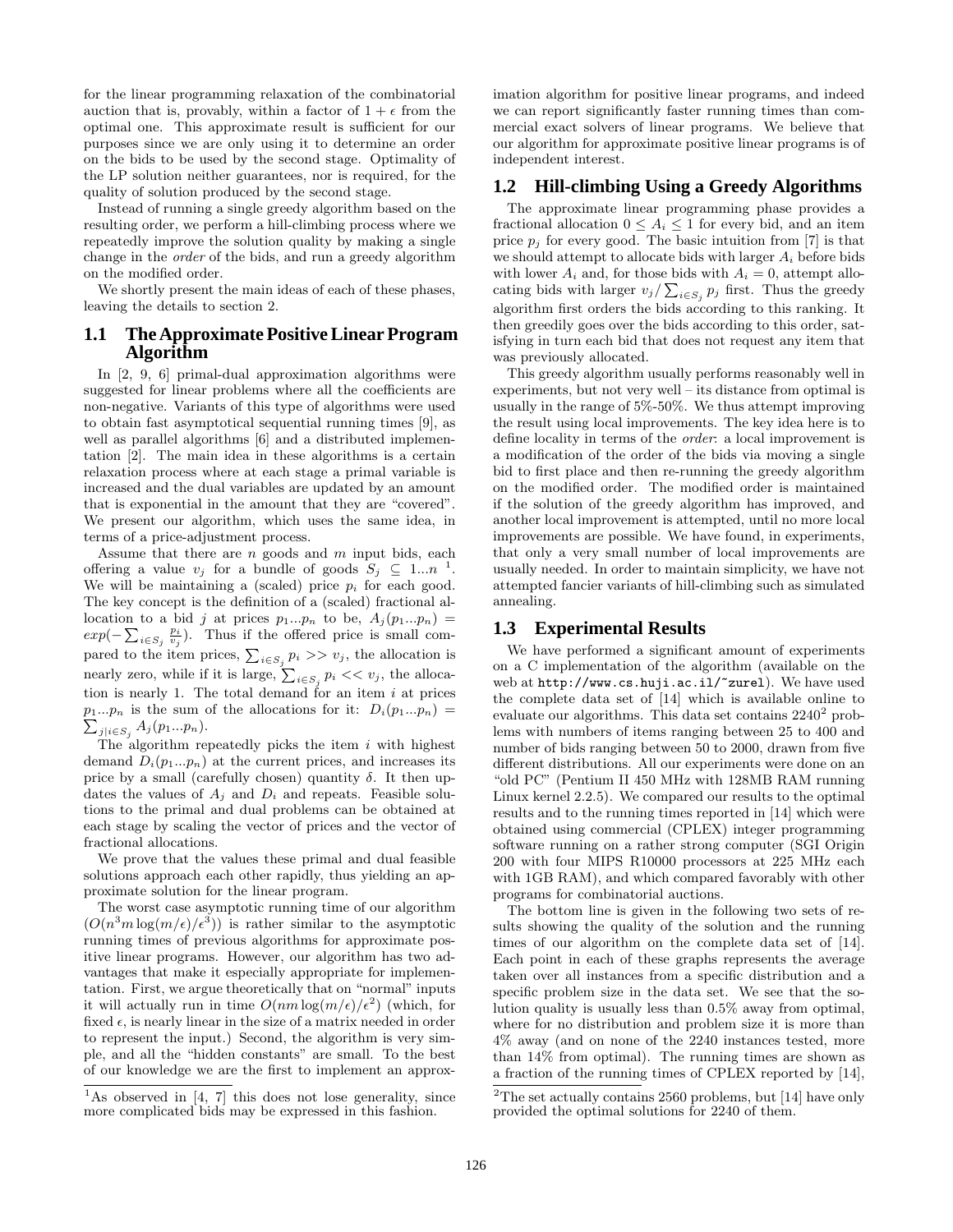for the linear programming relaxation of the combinatorial auction that is, provably, within a factor of $1 + \epsilon$ from the optimal one. This approximate result is sufficient for our purposes since we are only using it to determine an order on the bids to be used by the second stage. Optimality of the LP solution neither guarantees, nor is required, for the quality of solution produced by the second stage.

Instead of running a single greedy algorithm based on the resulting order, we perform a hill-climbing process where we repeatedly improve the solution quality by making a single change in the *order* of the bids, and run a greedy algorithm on the modified order.

We shortly present the main ideas of each of these phases, leaving the details to section 2.

## 1.1 The Approximate Positive Linear Program Algorithm

In [2, 9, 6] primal-dual approximation algorithms were suggested for linear problems where all the coefficients are non-negative. Variants of this type of algorithms were used to obtain fast asymptotical sequential running times [9], as well as parallel algorithms [6] and a distributed implementation [2]. The main idea in these algorithms is a certain relaxation process where at each stage a primal variable is increased and the dual variables are updated by an amount that is exponential in the amount that they are "covered". We present our algorithm, which uses the same idea, in terms of a price-adjustment process.

Assume that there are $n$ goods and $m$ input bids, each offering a value $v_j$ for a bundle of goods $S_j \subseteq 1...n$ [1]. We will be maintaining a (scaled) price $p_i$ for each good. The key concept is the definition of a (scaled) fractional allocation to a bid $j$ at prices $p_1...p_n$ to be, $A_j(p_1...p_n) = exp(-\sum_{i \in S_j} \frac{p_i}{v_j})$. Thus if the offered price is small compared to the item prices, $\sum_{i \in S_j} p_i >> v_j$, the allocation is nearly zero, while if it is large, $\sum_{i \in S_j} p_i << v_j$, the allocation is nearly 1. The total demand for an item $i$ at prices $p_1...p_n$ is the sum of the allocations for it: $D_i(p_1...p_n) = \sum_{j|i \in S_j} A_j(p_1...p_n)$.

The algorithm repeatedly picks the item $i$ with highest demand $D_i(p_1...p_n)$ at the current prices, and increases its price by a small (carefully chosen) quantity $\delta$. It then updates the values of $A_j$ and $D_i$ and repeats. Feasible solutions to the primal and dual problems can be obtained at each stage by scaling the vector of prices and the vector of fractional allocations.

We prove that the values these primal and dual feasible solutions approach each other rapidly, thus yielding an approximate solution for the linear program.

The worst case asymptotic running time of our algorithm ($O(n^3 m \log(m/\epsilon)/\epsilon^3)$) is rather similar to the asymptotic running times of previous algorithms for approximate positive linear programs. However, our algorithm has two advantages that make it especially appropriate for implementation. First, we argue theoretically that on "normal" inputs it will actually run in time $O(nm \log(m/\epsilon)/\epsilon^2)$ (which, for fixed $\epsilon$, is nearly linear in the size of a matrix needed in order to represent the input.) Second, the algorithm is very simple, and all the "hidden constants" are small. To the best of our knowledge we are the first to implement an approximation algorithm for positive linear programs, and indeed we can report significantly faster running times than commercial exact solvers of linear programs. We believe that our algorithm for approximate positive linear programs is of independent interest.

[1] As observed in [4, 7] this does not lose generality, since more complicated bids may be expressed in this fashion.

## 1.2 Hill-climbing Using a Greedy Algorithms

The approximate linear programming phase provides a fractional allocation $0 \leq A_i \leq 1$ for every bid, and an item price $p_j$ for every good. The basic intuition from [7] is that we should attempt to allocate bids with larger $A_i$ before bids with lower $A_i$ and, for those bids with $A_i = 0$, attempt allocating bids with larger $v_j / \sum_{i \in S_j} p_i$ first. Thus the greedy algorithm first orders the bids according to this ranking. It then greedily goes over the bids according to this order, satisfying in turn each bid that does not request any item that was previously allocated.

This greedy algorithm usually performs reasonably well in experiments, but not very well – its distance from optimal is usually in the range of 5%-50%. We thus attempt improving the result using local improvements. The key idea here is to define locality in terms of the *order*: a local improvement is a modification of the order of the bids via moving a single bid to first place and then re-running the greedy algorithm on the modified order. The modified order is maintained if the solution of the greedy algorithm has improved, and another local improvement is attempted, until no more local improvements are possible. We have found, in experiments, that only a very small number of local improvements are usually needed. In order to maintain simplicity, we have not attempted fancier variants of hill-climbing such as simulated annealing.

## 1.3 Experimental Results

We have performed a significant amount of experiments on a C implementation of the algorithm (available on the web at `http://www.cs.huji.ac.il/~zurel`). We have used the complete data set of [14] which is available online to evaluate our algorithms. This data set contains 2240[2] problems with numbers of items ranging between 25 to 400 and number of bids ranging between 50 to 2000, drawn from five different distributions. All our experiments were done on an "old PC" (Pentium II 450 MHz with 128MB RAM running Linux kernel 2.2.5). We compared our results to the optimal results and to the running times reported in [14] which were obtained using commercial (CPLEX) integer programming software running on a rather strong computer (SGI Origin 200 with four MIPS R10000 processors at 225 MHz each with 1GB RAM), and which compared favorably with other programs for combinatorial auctions.

The bottom line is given in the following two sets of results showing the quality of the solution and the running times of our algorithm on the complete data set of [14]. Each point in each of these graphs represents the average taken over all instances from a specific distribution and a specific problem size in the data set. We see that the solution quality is usually less than 0.5% away from optimal, where for no distribution and problem size it is more than 4% away (and on none of the 2240 instances tested, more than 14% from optimal). The running times are shown as a fraction of the running times of CPLEX reported by [14],

[2] The set actually contains 2560 problems, but [14] have only provided the optimal solutions for 2240 of them.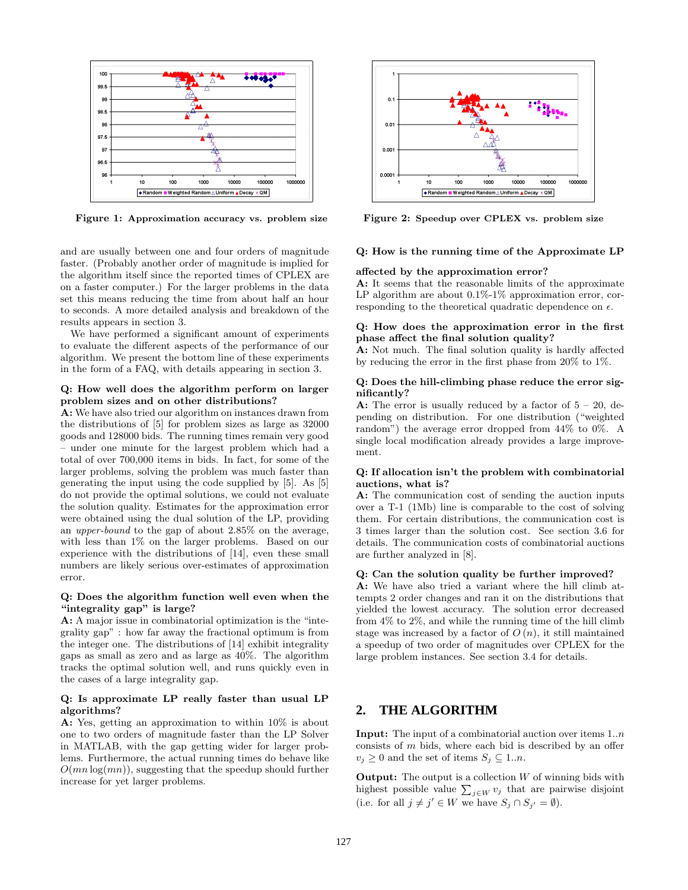Figure 1: Approximation accuracy vs. problem size

Figure 2: Speedup over CPLEX vs. problem size

and are usually between one and four orders of magnitude faster. (Probably another order of magnitude is implied for the algorithm itself since the reported times of CPLEX are on a faster computer.) For the larger problems in the data set this means reducing the time from about half an hour to seconds. A more detailed analysis and breakdown of the results appears in section 3.

We have performed a significant amount of experiments to evaluate the different aspects of the performance of our algorithm. We present the bottom line of these experiments in the form of a FAQ, with details appearing in section 3.

**Q: How well does the algorithm perform on larger problem sizes and on other distributions?**
**A:** We have also tried our algorithm on instances drawn from the distributions of [5] for problem sizes as large as 32000 goods and 128000 bids. The running times remain very good – under one minute for the largest problem which had a total of over 700,000 items in bids. In fact, for some of the larger problems, solving the problem was much faster than generating the input using the code supplied by [5]. As [5] do not provide the optimal solutions, we could not evaluate the solution quality. Estimates for the approximation error were obtained using the dual solution of the LP, providing an *upper-bound* to the gap of about 2.85% on the average, with less than 1% on the larger problems. Based on our experience with the distributions of [14], even these small numbers are likely serious over-estimates of approximation error.

**Q: Does the algorithm function well even when the "integrality gap" is large?**
**A:** A major issue in combinatorial optimization is the "integrality gap" : how far away the fractional optimum is from the integer one. The distributions of [14] exhibit integrality gaps as small as zero and as large as 40%. The algorithm tracks the optimal solution well, and runs quickly even in the cases of a large integrality gap.

**Q: Is approximate LP really faster than usual LP algorithms?**
**A:** Yes, getting an approximation to within 10% is about one to two orders of magnitude faster than the LP Solver in MATLAB, with the gap getting wider for larger problems. Furthermore, the actual running times do behave like $O(mn \log(mn))$, suggesting that the speedup should further increase for yet larger problems.

**Q: How is the running time of the Approximate LP affected by the approximation error?**
**A:** It seems that the reasonable limits of the approximate LP algorithm are about 0.1%-1% approximation error, corresponding to the theoretical quadratic dependence on $\epsilon$.

**Q: How does the approximation error in the first phase affect the final solution quality?**
**A:** Not much. The final solution quality is hardly affected by reducing the error in the first phase from 20% to 1%.

**Q: Does the hill-climbing phase reduce the error significantly?**
**A:** The error is usually reduced by a factor of 5 – 20, depending on distribution. For one distribution ("weighted random") the average error dropped from 44% to 0%. A single local modification already provides a large improvement.

**Q: If allocation isn't the problem with combinatorial auctions, what is?**
**A:** The communication cost of sending the auction inputs over a T-1 (1Mb) line is comparable to the cost of solving them. For certain distributions, the communication cost is 3 times larger than the solution cost. See section 3.6 for details. The communication costs of combinatorial auctions are further analyzed in [8].

**Q: Can the solution quality be further improved?**
**A:** We have also tried a variant where the hill climb attempts 2 order changes and ran it on the distributions that yielded the lowest accuracy. The solution error decreased from 4% to 2%, and while the running time of the hill climb stage was increased by a factor of $O(n)$, it still maintained a speedup of two order of magnitudes over CPLEX for the large problem instances. See section 3.4 for details.

## 2. THE ALGORITHM

**Input:** The input of a combinatorial auction over items $1..n$ consists of $m$ bids, where each bid is described by an offer $v_j \geq 0$ and the set of items $S_j \subseteq 1..n$.

**Output:** The output is a collection $W$ of winning bids with highest possible value $\sum_{j \in W} v_j$ that are pairwise disjoint (i.e. for all $j \neq j' \in W$ we have $S_j \cap S_{j'} = \emptyset$).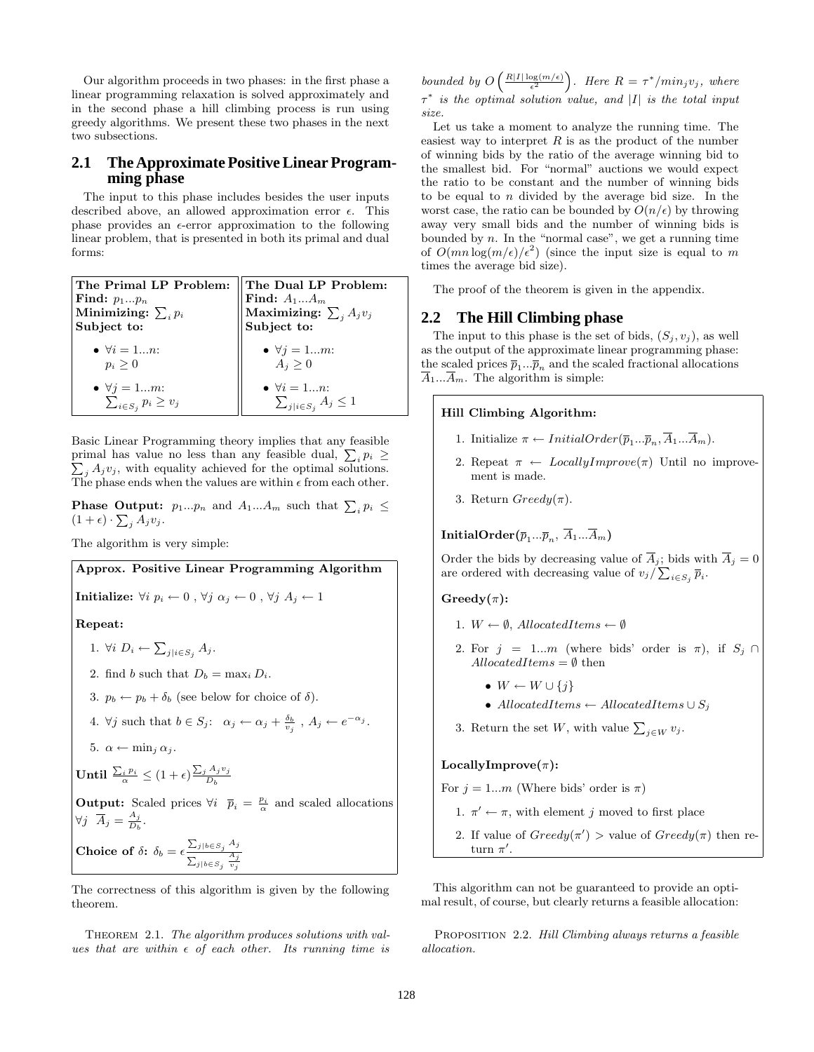Our algorithm proceeds in two phases: in the first phase a linear programming relaxation is solved approximately and in the second phase a hill climbing process is run using greedy algorithms. We present these two phases in the next two subsections.

## 2.1 The Approximate Positive Linear Programming phase

The input to this phase includes besides the user inputs described above, an allowed approximation error $\epsilon$. This phase provides an $\epsilon$-error approximation to the following linear problem, that is presented in both its primal and dual forms:

| **The Primal LP Problem:** | **The Dual LP Problem:** |
|---|---|
| **Find:** $p_1...p_n$ | **Find:** $A_1...A_m$ |
| **Minimizing:** $\sum_i p_i$ | **Maximizing:** $\sum_j A_j v_j$ |
| **Subject to:** | **Subject to:** |
| • $\forall i = 1...n$: $p_i \geq 0$ | • $\forall j = 1...m$: $A_j \geq 0$ |
| • $\forall j = 1...m$: $\sum_{i \in S_j} p_i \geq v_j$ | • $\forall i = 1...n$: $\sum_{j \mid i \in S_j} A_j \leq 1$ |

Basic Linear Programming theory implies that any feasible primal has value no less than any feasible dual, $\sum_i p_i \geq \sum_j A_j v_j$, with equality achieved for the optimal solutions. The phase ends when the values are within $\epsilon$ from each other.

**Phase Output:** $p_1...p_n$ and $A_1...A_m$ such that $\sum_i p_i \leq (1+\epsilon) \cdot \sum_j A_j v_j$.

The algorithm is very simple:

**Approx. Positive Linear Programming Algorithm**

**Initialize:** $\forall i\ p_i \leftarrow 0$ , $\forall j\ \alpha_j \leftarrow 0$ , $\forall j\ A_j \leftarrow 1$

**Repeat:**

1. $\forall i\ D_i \leftarrow \sum_{j \mid i \in S_j} A_j$.
2. find $b$ such that $D_b = \max_i D_i$.
3. $p_b \leftarrow p_b + \delta_b$ (see below for choice of $\delta$).
4. $\forall j$ such that $b \in S_j$: $\alpha_j \leftarrow \alpha_j + \frac{\delta_b}{v_j}$ , $A_j \leftarrow e^{-\alpha_j}$.
5. $\alpha \leftarrow \min_j \alpha_j$.

**Until** $\frac{\sum_i p_i}{\alpha} \leq (1+\epsilon) \frac{\sum_j A_j v_j}{D_b}$

**Output:** Scaled prices $\forall i\ \ \overline{p}_i = \frac{p_i}{\alpha}$ and scaled allocations $\forall j\ \ \overline{A}_j = \frac{A_j}{D_b}$.

**Choice of $\delta$:** $\delta_b = \epsilon \frac{\sum_{j \mid b \in S_j} A_j}{\sum_{j \mid b \in S_j} \frac{A_j}{v_j}}$

The correctness of this algorithm is given by the following theorem.

Theorem 2.1. *The algorithm produces solutions with values that are within $\epsilon$ of each other. Its running time is bounded by $O\left(\frac{R|I|\log(m/\epsilon)}{\epsilon^2}\right)$. Here $R = \tau^*/min_j v_j$, where $\tau^*$ is the optimal solution value, and $|I|$ is the total input size.*

Let us take a moment to analyze the running time. The easiest way to interpret $R$ is as the product of the number of winning bids by the ratio of the average winning bid to the smallest bid. For "normal" auctions we would expect the ratio to be constant and the number of winning bids to be equal to $n$ divided by the average bid size. In the worst case, the ratio can be bounded by $O(n/\epsilon)$ by throwing away very small bids and the number of winning bids is bounded by $n$. In the "normal case", we get a running time of $O(mn\log(m/\epsilon)/\epsilon^2)$ (since the input size is equal to $m$ times the average bid size).

The proof of the theorem is given in the appendix.

## 2.2 The Hill Climbing phase

The input to this phase is the set of bids, $(S_j, v_j)$, as well as the output of the approximate linear programming phase: the scaled prices $\overline{p}_1...\overline{p}_n$ and the scaled fractional allocations $\overline{A}_1...\overline{A}_m$. The algorithm is simple:

**Hill Climbing Algorithm:**

1. Initialize $\pi \leftarrow InitialOrder(\overline{p}_1...\overline{p}_n, \overline{A}_1...\overline{A}_m)$.
2. Repeat $\pi \leftarrow LocallyImprove(\pi)$ Until no improvement is made.
3. Return $Greedy(\pi)$.

**InitialOrder($\overline{p}_1...\overline{p}_n$, $\overline{A}_1...\overline{A}_m$)**

Order the bids by decreasing value of $\overline{A}_j$; bids with $\overline{A}_j = 0$ are ordered with decreasing value of $v_j / \sum_{i \in S_j} \overline{p}_i$.

**Greedy($\pi$):**

1. $W \leftarrow \emptyset$, $AllocatedItems \leftarrow \emptyset$
2. For $j = 1...m$ (where bids' order is $\pi$), if $S_j \cap AllocatedItems = \emptyset$ then
   - $W \leftarrow W \cup \{j\}$
   - $AllocatedItems \leftarrow AllocatedItems \cup S_j$
3. Return the set $W$, with value $\sum_{j \in W} v_j$.

**LocallyImprove($\pi$):**

For $j = 1...m$ (Where bids' order is $\pi$)

1. $\pi' \leftarrow \pi$, with element $j$ moved to first place
2. If value of $Greedy(\pi')$ > value of $Greedy(\pi)$ then return $\pi'$.

This algorithm can not be guaranteed to provide an optimal result, of course, but clearly returns a feasible allocation:

Proposition 2.2. *Hill Climbing always returns a feasible allocation.*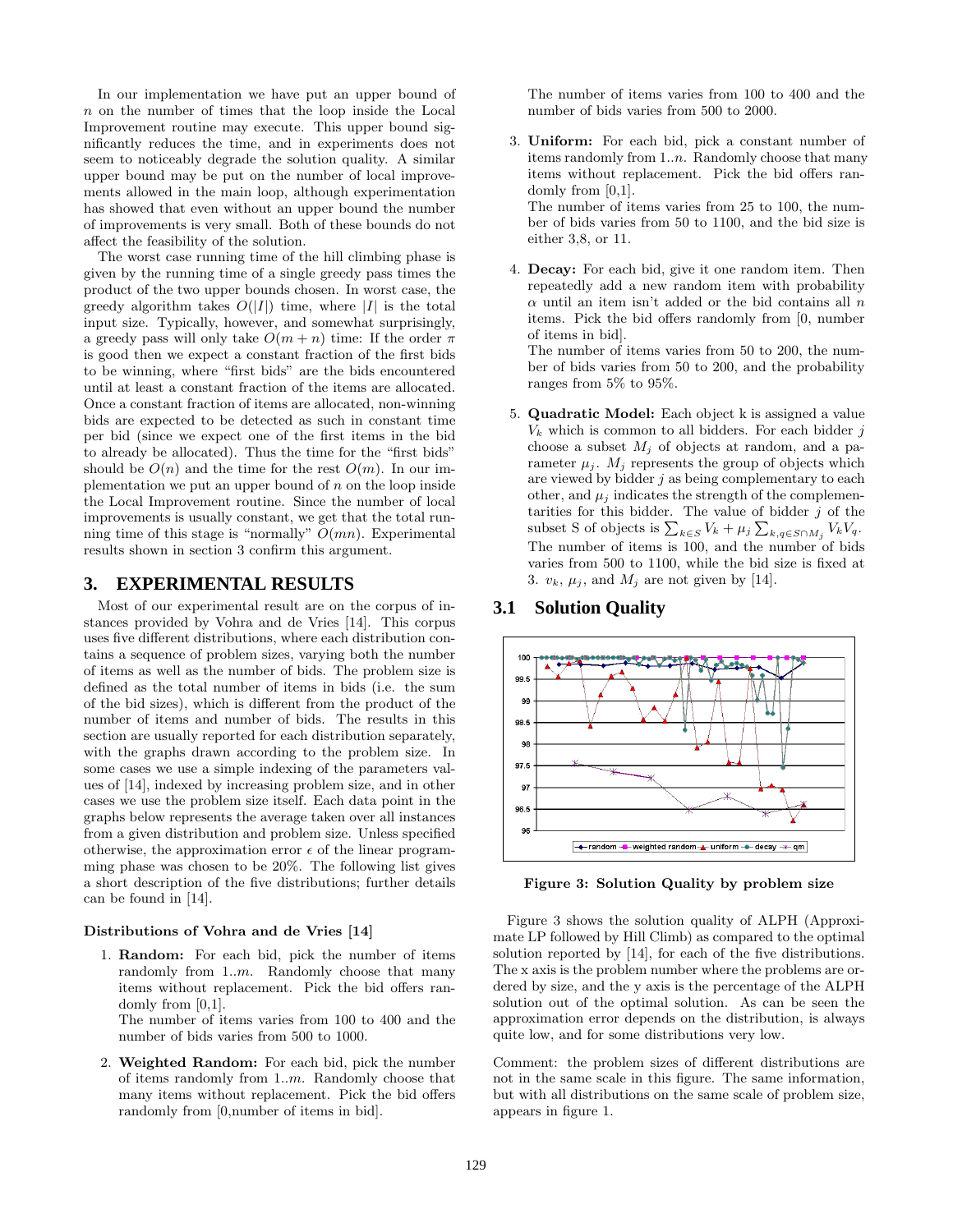In our implementation we have put an upper bound of $n$ on the number of times that the loop inside the Local Improvement routine may execute. This upper bound significantly reduces the time, and in experiments does not seem to noticeably degrade the solution quality. A similar upper bound may be put on the number of local improvements allowed in the main loop, although experimentation has showed that even without an upper bound the number of improvements is very small. Both of these bounds do not affect the feasibility of the solution.

The worst case running time of the hill climbing phase is given by the running time of a single greedy pass times the product of the two upper bounds chosen. In worst case, the greedy algorithm takes $O(|I|)$ time, where $|I|$ is the total input size. Typically, however, and somewhat surprisingly, a greedy pass will only take $O(m + n)$ time: If the order $\pi$ is good then we expect a constant fraction of the first bids to be winning, where "first bids" are the bids encountered until at least a constant fraction of the items are allocated. Once a constant fraction of items are allocated, non-winning bids are expected to be detected as such in constant time per bid (since we expect one of the first items in the bid to already be allocated). Thus the time for the "first bids" should be $O(n)$ and the time for the rest $O(m)$. In our implementation we put an upper bound of $n$ on the loop inside the Local Improvement routine. Since the number of local improvements is usually constant, we get that the total running time of this stage is "normally" $O(mn)$. Experimental results shown in section 3 confirm this argument.

## 3. EXPERIMENTAL RESULTS

Most of our experimental result are on the corpus of instances provided by Vohra and de Vries [14]. This corpus uses five different distributions, where each distribution contains a sequence of problem sizes, varying both the number of items as well as the number of bids. The problem size is defined as the total number of items in bids (i.e. the sum of the bid sizes), which is different from the product of the number of items and number of bids. The results in this section are usually reported for each distribution separately, with the graphs drawn according to the problem size. In some cases we use a simple indexing of the parameters values of [14], indexed by increasing problem size, and in other cases we use the problem size itself. Each data point in the graphs below represents the average taken over all instances from a given distribution and problem size. Unless specified otherwise, the approximation error $\epsilon$ of the linear programming phase was chosen to be 20%. The following list gives a short description of the five distributions; further details can be found in [14].

**Distributions of Vohra and de Vries [14]**

1. **Random:** For each bid, pick the number of items randomly from $1..m$. Randomly choose that many items without replacement. Pick the bid offers randomly from [0,1].
   The number of items varies from 100 to 400 and the number of bids varies from 500 to 1000.

2. **Weighted Random:** For each bid, pick the number of items randomly from $1..m$. Randomly choose that many items without replacement. Pick the bid offers randomly from [0,number of items in bid].
   The number of items varies from 100 to 400 and the number of bids varies from 500 to 2000.

3. **Uniform:** For each bid, pick a constant number of items randomly from $1..n$. Randomly choose that many items without replacement. Pick the bid offers randomly from [0,1].
   The number of items varies from 25 to 100, the number of bids varies from 50 to 1100, and the bid size is either 3,8, or 11.

4. **Decay:** For each bid, give it one random item. Then repeatedly add a new random item with probability $\alpha$ until an item isn't added or the bid contains all $n$ items. Pick the bid offers randomly from [0, number of items in bid].
   The number of items varies from 50 to 200, the number of bids varies from 50 to 200, and the probability ranges from 5% to 95%.

5. **Quadratic Model:** Each object k is assigned a value $V_k$ which is common to all bidders. For each bidder $j$ choose a subset $M_j$ of objects at random, and a parameter $\mu_j$. $M_j$ represents the group of objects which are viewed by bidder $j$ as being complementary to each other, and $\mu_j$ indicates the strength of the complementarities for this bidder. The value of bidder $j$ of the subset S of objects is $\sum_{k \in S} V_k + \mu_j \sum_{k,q \in S \cap M_j} V_k V_q$.
   The number of items is 100, and the number of bids varies from 500 to 1100, while the bid size is fixed at 3. $v_k$, $\mu_j$, and $M_j$ are not given by [14].

### 3.1 Solution Quality

**Figure 3: Solution Quality by problem size**

Figure 3 shows the solution quality of ALPH (Approximate LP followed by Hill Climb) as compared to the optimal solution reported by [14], for each of the five distributions. The x axis is the problem number where the problems are ordered by size, and the y axis is the percentage of the ALPH solution out of the optimal solution. As can be seen the approximation error depends on the distribution, is always quite low, and for some distributions very low.

Comment: the problem sizes of different distributions are not in the same scale in this figure. The same information, but with all distributions on the same scale of problem size, appears in figure 1.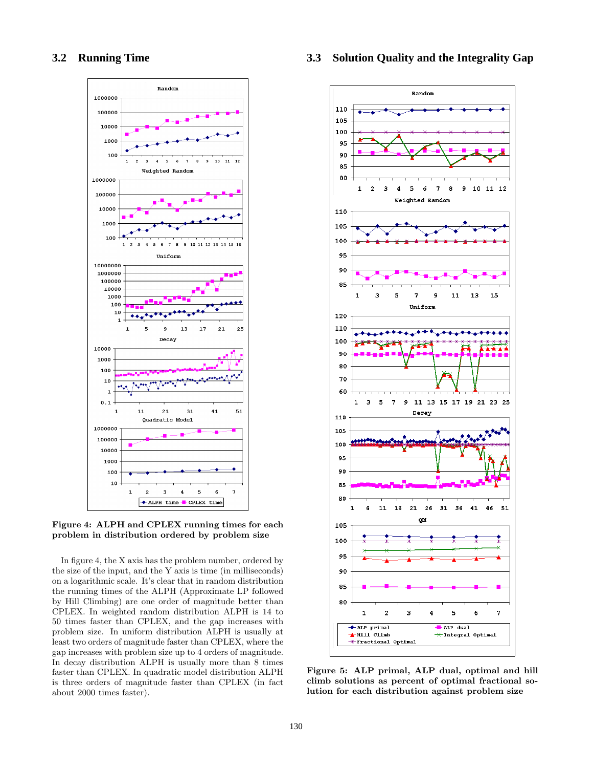### 3.2 Running Time

**Figure 4: ALPH and CPLEX running times for each problem in distribution ordered by problem size**

In figure 4, the X axis has the problem number, ordered by the size of the input, and the Y axis is time (in milliseconds) on a logarithmic scale. It's clear that in random distribution the running times of the ALPH (Approximate LP followed by Hill Climbing) are one order of magnitude better than CPLEX. In weighted random distribution ALPH is 14 to 50 times faster than CPLEX, and the gap increases with problem size. In uniform distribution ALPH is usually at least two orders of magnitude faster than CPLEX, where the gap increases with problem size up to 4 orders of magnitude. In decay distribution ALPH is usually more than 8 times faster than CPLEX. In quadratic model distribution ALPH is three orders of magnitude faster than CPLEX (in fact about 2000 times faster).

### 3.3 Solution Quality and the Integrality Gap

**Figure 5: ALP primal, ALP dual, optimal and hill climb solutions as percent of optimal fractional solution for each distribution against problem size**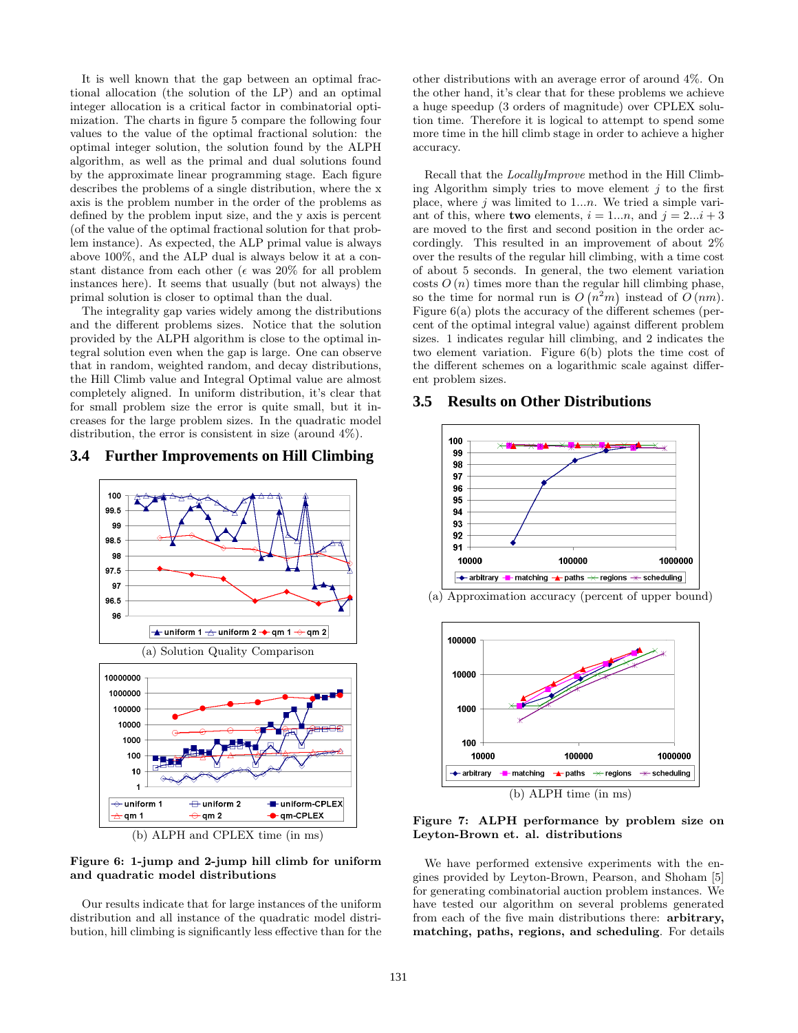It is well known that the gap between an optimal fractional allocation (the solution of the LP) and an optimal integer allocation is a critical factor in combinatorial optimization. The charts in figure 5 compare the following four values to the value of the optimal fractional solution: the optimal integer solution, the solution found by the ALPH algorithm, as well as the primal and dual solutions found by the approximate linear programming stage. Each figure describes the problems of a single distribution, where the x axis is the problem number in the order of the problems as defined by the problem input size, and the y axis is percent (of the value of the optimal fractional solution for that problem instance). As expected, the ALP primal value is always above 100%, and the ALP dual is always below it at a constant distance from each other ($\epsilon$ was 20% for all problem instances here). It seems that usually (but not always) the primal solution is closer to optimal than the dual.

The integrality gap varies widely among the distributions and the different problems sizes. Notice that the solution provided by the ALPH algorithm is close to the optimal integral solution even when the gap is large. One can observe that in random, weighted random, and decay distributions, the Hill Climb value and Integral Optimal value are almost completely aligned. In uniform distribution, it's clear that for small problem size the error is quite small, but it increases for the large problem sizes. In the quadratic model distribution, the error is consistent in size (around 4%).

## 3.4 Further Improvements on Hill Climbing

(a) Solution Quality Comparison

(b) ALPH and CPLEX time (in ms)

**Figure 6: 1-jump and 2-jump hill climb for uniform and quadratic model distributions**

Our results indicate that for large instances of the uniform distribution and all instance of the quadratic model distribution, hill climbing is significantly less effective than for the other distributions with an average error of around 4%. On the other hand, it's clear that for these problems we achieve a huge speedup (3 orders of magnitude) over CPLEX solution time. Therefore it is logical to attempt to spend some more time in the hill climb stage in order to achieve a higher accuracy.

Recall that the *LocallyImprove* method in the Hill Climbing Algorithm simply tries to move element $j$ to the first place, where $j$ was limited to $1...n$. We tried a simple variant of this, where **two** elements, $i = 1...n$, and $j = 2...i + 3$ are moved to the first and second position in the order accordingly. This resulted in an improvement of about 2% over the results of the regular hill climbing, with a time cost of about 5 seconds. In general, the two element variation costs $O(n)$ times more than the regular hill climbing phase, so the time for normal run is $O(n^2m)$ instead of $O(nm)$. Figure 6(a) plots the accuracy of the different schemes (percent of the optimal integral value) against different problem sizes. 1 indicates regular hill climbing, and 2 indicates the two element variation. Figure 6(b) plots the time cost of the different schemes on a logarithmic scale against different problem sizes.

## 3.5 Results on Other Distributions

(a) Approximation accuracy (percent of upper bound)

(b) ALPH time (in ms)

**Figure 7: ALPH performance by problem size on Leyton-Brown et. al. distributions**

We have performed extensive experiments with the engines provided by Leyton-Brown, Pearson, and Shoham [5] for generating combinatorial auction problem instances. We have tested our algorithm on several problems generated from each of the five main distributions there: **arbitrary, matching, paths, regions, and scheduling**. For details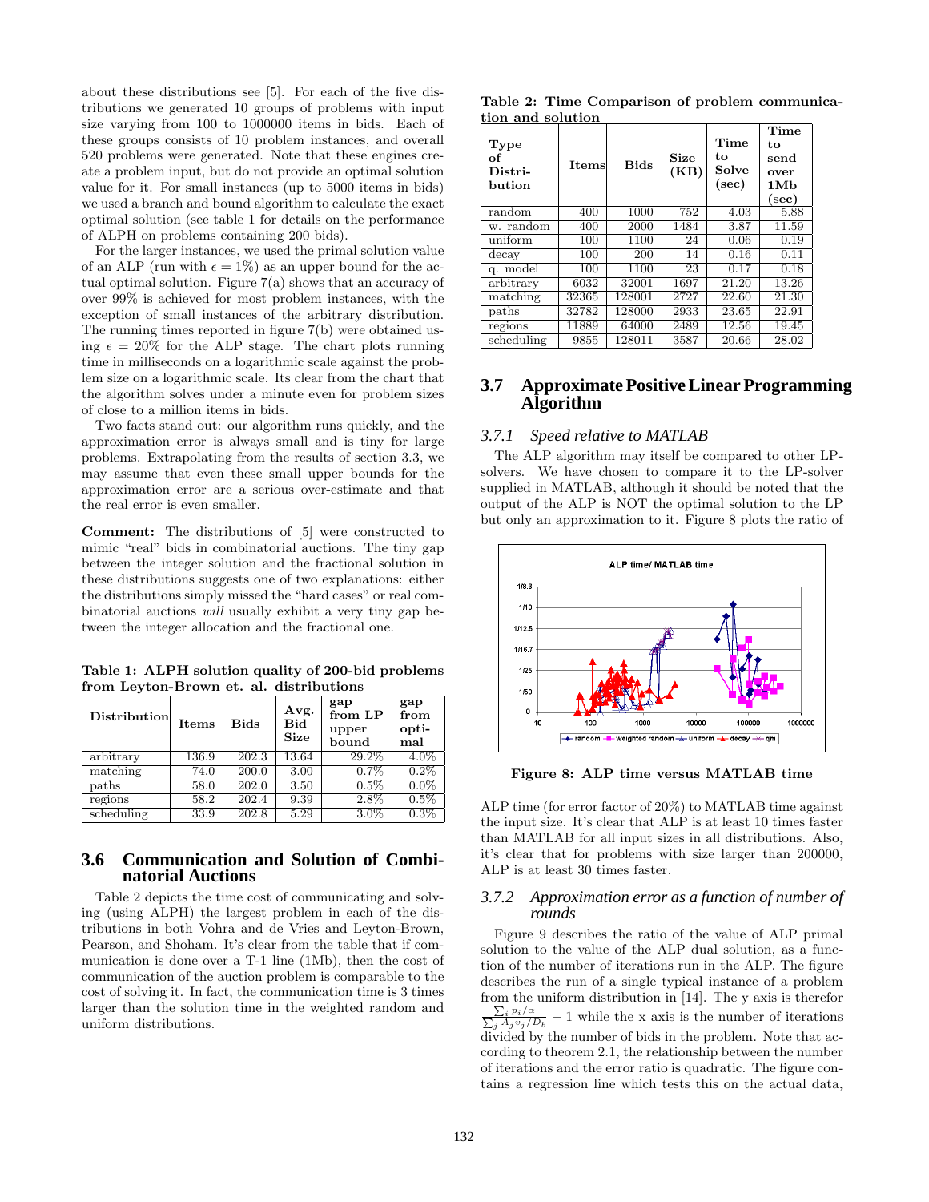about these distributions see [5]. For each of the five distributions we generated 10 groups of problems with input size varying from 100 to 1000000 items in bids. Each of these groups consists of 10 problem instances, and overall 520 problems were generated. Note that these engines create a problem input, but do not provide an optimal solution value for it. For small instances (up to 5000 items in bids) we used a branch and bound algorithm to calculate the exact optimal solution (see table 1 for details on the performance of ALPH on problems containing 200 bids).

For the larger instances, we used the primal solution value of an ALP (run with $\epsilon = 1\%$) as an upper bound for the actual optimal solution. Figure 7(a) shows that an accuracy of over 99% is achieved for most problem instances, with the exception of small instances of the arbitrary distribution. The running times reported in figure 7(b) were obtained using $\epsilon = 20\%$ for the ALP stage. The chart plots running time in milliseconds on a logarithmic scale against the problem size on a logarithmic scale. Its clear from the chart that the algorithm solves under a minute even for problem sizes of close to a million items in bids.

Two facts stand out: our algorithm runs quickly, and the approximation error is always small and is tiny for large problems. Extrapolating from the results of section 3.3, we may assume that even these small upper bounds for the approximation error are a serious over-estimate and that the real error is even smaller.

**Comment:** The distributions of [5] were constructed to mimic "real" bids in combinatorial auctions. The tiny gap between the integer solution and the fractional solution in these distributions suggests one of two explanations: either the distributions simply missed the "hard cases" or real combinatorial auctions *will* usually exhibit a very tiny gap between the integer allocation and the fractional one.

**Table 1: ALPH solution quality of 200-bid problems from Leyton-Brown et. al. distributions**

| Distribution | Items | Bids | Avg. Bid Size | gap from LP upper bound | gap from optimal |
|---|---|---|---|---|---|
| arbitrary | 136.9 | 202.3 | 13.64 | 29.2% | 4.0% |
| matching | 74.0 | 200.0 | 3.00 | 0.7% | 0.2% |
| paths | 58.0 | 202.0 | 3.50 | 0.5% | 0.0% |
| regions | 58.2 | 202.4 | 9.39 | 2.8% | 0.5% |
| scheduling | 33.9 | 202.8 | 5.29 | 3.0% | 0.3% |

## 3.6 Communication and Solution of Combinatorial Auctions

Table 2 depicts the time cost of communicating and solving (using ALPH) the largest problem in each of the distributions in both Vohra and de Vries and Leyton-Brown, Pearson, and Shoham. It's clear from the table that if communication is done over a T-1 line (1Mb), then the cost of communication of the auction problem is comparable to the cost of solving it. In fact, the communication time is 3 times larger than the solution time in the weighted random and uniform distributions.

**Table 2: Time Comparison of problem communication and solution**

| Type of Distribution | Items | Bids | Size (KB) | Time to Solve (sec) | Time to send over 1Mb (sec) |
|---|---|---|---|---|---|
| random | 400 | 1000 | 752 | 4.03 | 5.88 |
| w. random | 400 | 2000 | 1484 | 3.87 | 11.59 |
| uniform | 100 | 1100 | 24 | 0.06 | 0.19 |
| decay | 100 | 200 | 14 | 0.16 | 0.11 |
| q. model | 100 | 1100 | 23 | 0.17 | 0.18 |
| arbitrary | 6032 | 32001 | 1697 | 21.20 | 13.26 |
| matching | 32365 | 128001 | 2727 | 22.60 | 21.30 |
| paths | 32782 | 128000 | 2933 | 23.65 | 22.91 |
| regions | 11889 | 64000 | 2489 | 12.56 | 19.45 |
| scheduling | 9855 | 128011 | 3587 | 20.66 | 28.02 |

## 3.7 Approximate Positive Linear Programming Algorithm

### 3.7.1 *Speed relative to MATLAB*

The ALP algorithm may itself be compared to other LP-solvers. We have chosen to compare it to the LP-solver supplied in MATLAB, although it should be noted that the output of the ALP is NOT the optimal solution to the LP but only an approximation to it. Figure 8 plots the ratio of

**Figure 8: ALP time versus MATLAB time**

ALP time (for error factor of 20%) to MATLAB time against the input size. It's clear that ALP is at least 10 times faster than MATLAB for all input sizes in all distributions. Also, it's clear that for problems with size larger than 200000, ALP is at least 30 times faster.

### 3.7.2 *Approximation error as a function of number of rounds*

Figure 9 describes the ratio of the value of ALP primal solution to the value of the ALP dual solution, as a function of the number of iterations run in the ALP. The figure describes the run of a single typical instance of a problem from the uniform distribution in [14]. The y axis is therefor $\frac{\sum_i p_i/\alpha}{\sum_j A_j v_j/D_b} - 1$ while the x axis is the number of iterations divided by the number of bids in the problem. Note that according to theorem 2.1, the relationship between the number of iterations and the error ratio is quadratic. The figure contains a regression line which tests this on the actual data,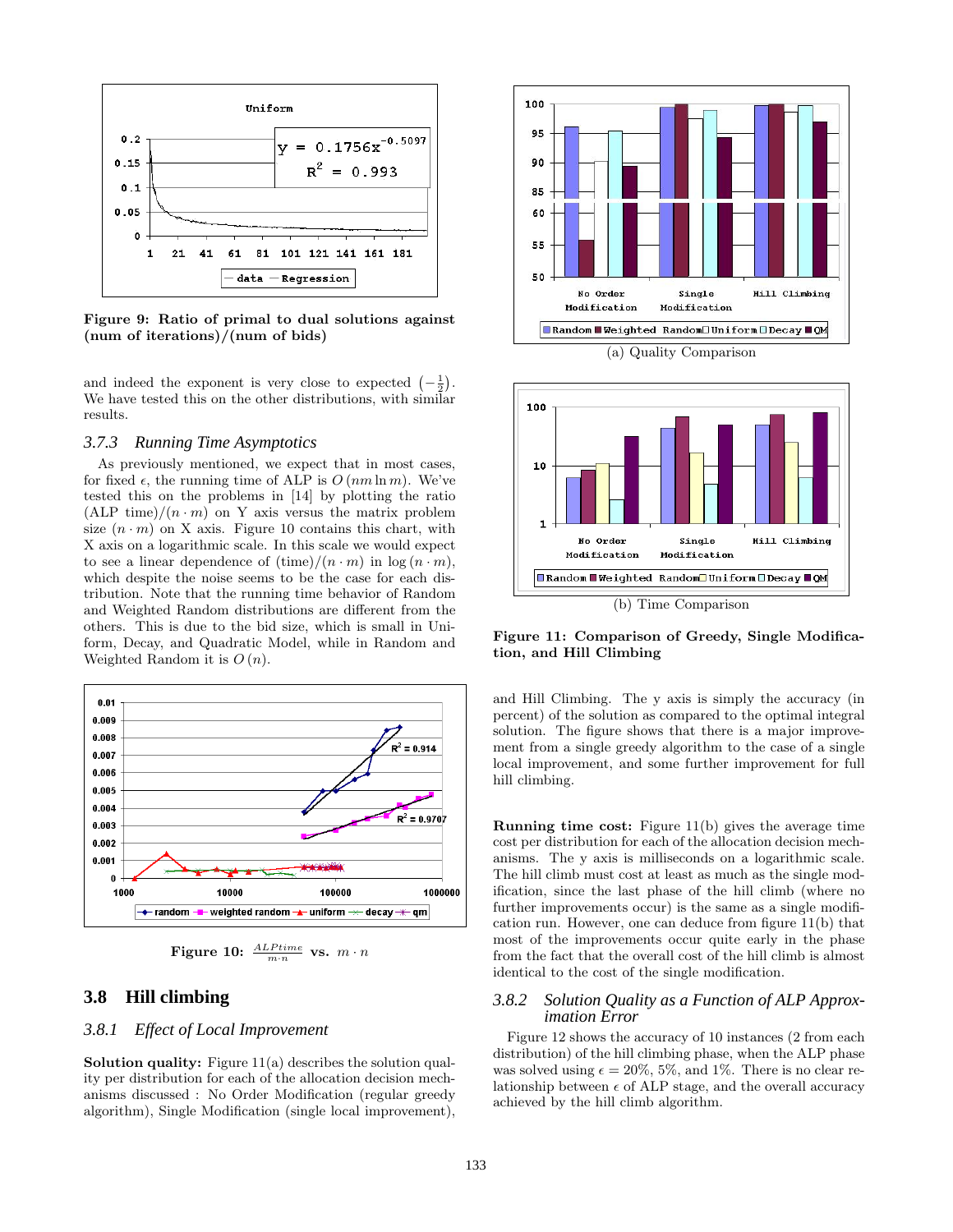**Figure 9: Ratio of primal to dual solutions against (num of iterations)/(num of bids)**

and indeed the exponent is very close to expected $\left(-\frac{1}{2}\right)$. We have tested this on the other distributions, with similar results.

### 3.7.3 Running Time Asymptotics

As previously mentioned, we expect that in most cases, for fixed $\epsilon$, the running time of ALP is $O(nm \ln m)$. We've tested this on the problems in [14] by plotting the ratio (ALP time)/$(n \cdot m)$ on Y axis versus the matrix problem size $(n \cdot m)$ on X axis. Figure 10 contains this chart, with X axis on a logarithmic scale. In this scale we would expect to see a linear dependence of (time)/$(n \cdot m)$ in $\log(n \cdot m)$, which despite the noise seems to be the case for each distribution. Note that the running time behavior of Random and Weighted Random distributions are different from the others. This is due to the bid size, which is small in Uniform, Decay, and Quadratic Model, while in Random and Weighted Random it is $O(n)$.

**Figure 10: $\frac{ALPtime}{m \cdot n}$ vs. $m \cdot n$**

## 3.8 Hill climbing

### 3.8.1 Effect of Local Improvement

**Solution quality:** Figure 11(a) describes the solution quality per distribution for each of the allocation decision mechanisms discussed : No Order Modification (regular greedy algorithm), Single Modification (single local improvement), and Hill Climbing. The y axis is simply the accuracy (in percent) of the solution as compared to the optimal integral solution. The figure shows that there is a major improvement from a single greedy algorithm to the case of a single local improvement, and some further improvement for full hill climbing.

(a) Quality Comparison

(b) Time Comparison

**Figure 11: Comparison of Greedy, Single Modification, and Hill Climbing**

**Running time cost:** Figure 11(b) gives the average time cost per distribution for each of the allocation decision mechanisms. The y axis is milliseconds on a logarithmic scale. The hill climb must cost at least as much as the single modification, since the last phase of the hill climb (where no further improvements occur) is the same as a single modification run. However, one can deduce from figure 11(b) that most of the improvements occur quite early in the phase from the fact that the overall cost of the hill climb is almost identical to the cost of the single modification.

### 3.8.2 Solution Quality as a Function of ALP Approximation Error

Figure 12 shows the accuracy of 10 instances (2 from each distribution) of the hill climbing phase, when the ALP phase was solved using $\epsilon = 20\%$, $5\%$, and $1\%$. There is no clear relationship between $\epsilon$ of ALP stage, and the overall accuracy achieved by the hill climb algorithm.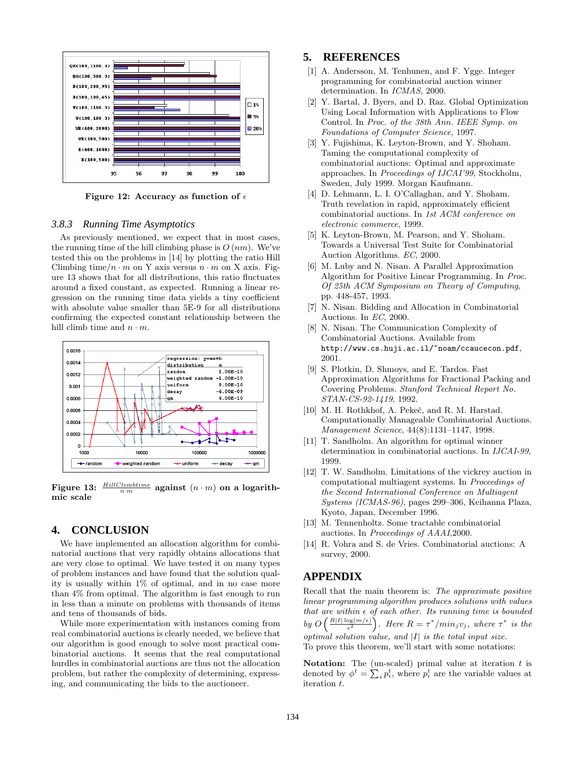Figure 12: Accuracy as function of $\epsilon$

### 3.8.3 Running Time Asymptotics

As previously mentioned, we expect that in most cases, the running time of the hill climbing phase is $O(nm)$. We've tested this on the problems in [14] by plotting the ratio Hill Climbing time$/n \cdot m$ on Y axis versus $n \cdot m$ on X axis. Figure 13 shows that for all distributions, this ratio fluctuates around a fixed constant, as expected. Running a linear regression on the running time data yields a tiny coefficient with absolute value smaller than 5E-9 for all distributions confirming the expected constant relationship between the hill climb time and $n \cdot m$.

Figure 13: $\frac{HillClimbtime}{n \cdot m}$ against $(n \cdot m)$ on a logarithmic scale

## 4. CONCLUSION

We have implemented an allocation algorithm for combinatorial auctions that very rapidly obtains allocations that are very close to optimal. We have tested it on many types of problem instances and have found that the solution quality is usually within 1% of optimal, and in no case more than 4% from optimal. The algorithm is fast enough to run in less than a minute on problems with thousands of items and tens of thousands of bids.

While more experimentation with instances coming from real combinatorial auctions is clearly needed, we believe that our algorithm is good enough to solve most practical combinatorial auctions. It seems that the real computational hurdles in combinatorial auctions are thus not the allocation problem, but rather the complexity of determining, expressing, and communicating the bids to the auctioneer.

## 5. REFERENCES

[1] A. Andersson, M. Tenhunen, and F. Ygge. Integer programming for combinatorial auction winner determination. In *ICMAS*, 2000.

[2] Y. Bartal, J. Byers, and D. Raz. Global Optimization Using Local Information with Applications to Flow Control. In *Proc. of the 38th Ann. IEEE Symp. on Foundations of Computer Science*, 1997.

[3] Y. Fujishima, K. Leyton-Brown, and Y. Shoham. Taming the computational complexity of combinatorial auctions: Optimal and approximate approaches. In *Proceedings of IJCAI'99*, Stockholm, Sweden, July 1999. Morgan Kaufmann.

[4] D. Lehmann, L. I. O'Callaghan, and Y. Shoham. Truth revelation in rapid, approximately efficient combinatorial auctions. In *1st ACM conference on electronic commerce*, 1999.

[5] K. Leyton-Brown, M. Pearson, and Y. Shoham. Towards a Universal Test Suite for Combinatorial Auction Algorithms. *EC*, 2000.

[6] M. Luby and N. Nisan. A Parallel Approximation Algorithm for Positive Linear Programming. In *Proc. Of 25th ACM Symposium on Theory of Computing*, pp. 448-457, 1993.

[7] N. Nisan. Bidding and Allocation in Combinatorial Auctions. In *EC*, 2000.

[8] N. Nisan. The Communication Complexity of Combinatorial Auctions. Available from `http://www.cs.huji.ac.il/~noam/ccaucecon.pdf`, 2001.

[9] S. Plotkin, D. Shmoys, and E. Tardos. Fast Approximation Algorithms for Fractional Packing and Covering Problems. *Stanford Technical Report No. STAN-CS-92-1419*, 1992.

[10] M. H. Rothkhof, A. Pekeč, and R. M. Harstad. Computationally Manageable Combinatorial Auctions. *Management Science*, 44(8):1131–1147, 1998.

[11] T. Sandholm. An algorithm for optimal winner determination in combinatorial auctions. In *IJCAI-99*, 1999.

[12] T. W. Sandholm. Limitations of the vickrey auction in computational multiagent systems. In *Proceedings of the Second International Conference on Multiagent Systems (ICMAS-96)*, pages 299–306, Keihanna Plaza, Kyoto, Japan, December 1996.

[13] M. Tennenholtz. Some tractable combinatorial auctions. In *Proceedings of AAAI*,2000.

[14] R. Vohra and S. de Vries. Combinatorial auctions: A survey, 2000.

## APPENDIX

Recall that the main theorem is: *The approximate positive linear programming algorithm produces solutions with values that are within $\epsilon$ of each other. Its running time is bounded by $O\left(\frac{R|I|\log(m/\epsilon)}{\epsilon^2}\right)$. Here $R = \tau^*/min_j v_j$, where $\tau^*$ is the optimal solution value, and $|I|$ is the total input size.*
To prove this theorem, we'll start with some notations:

**Notation:** The (un-scaled) primal value at iteration $t$ is denoted by $\phi^t = \sum_i p_i^t$, where $p_i^t$ are the variable values at iteration $t$.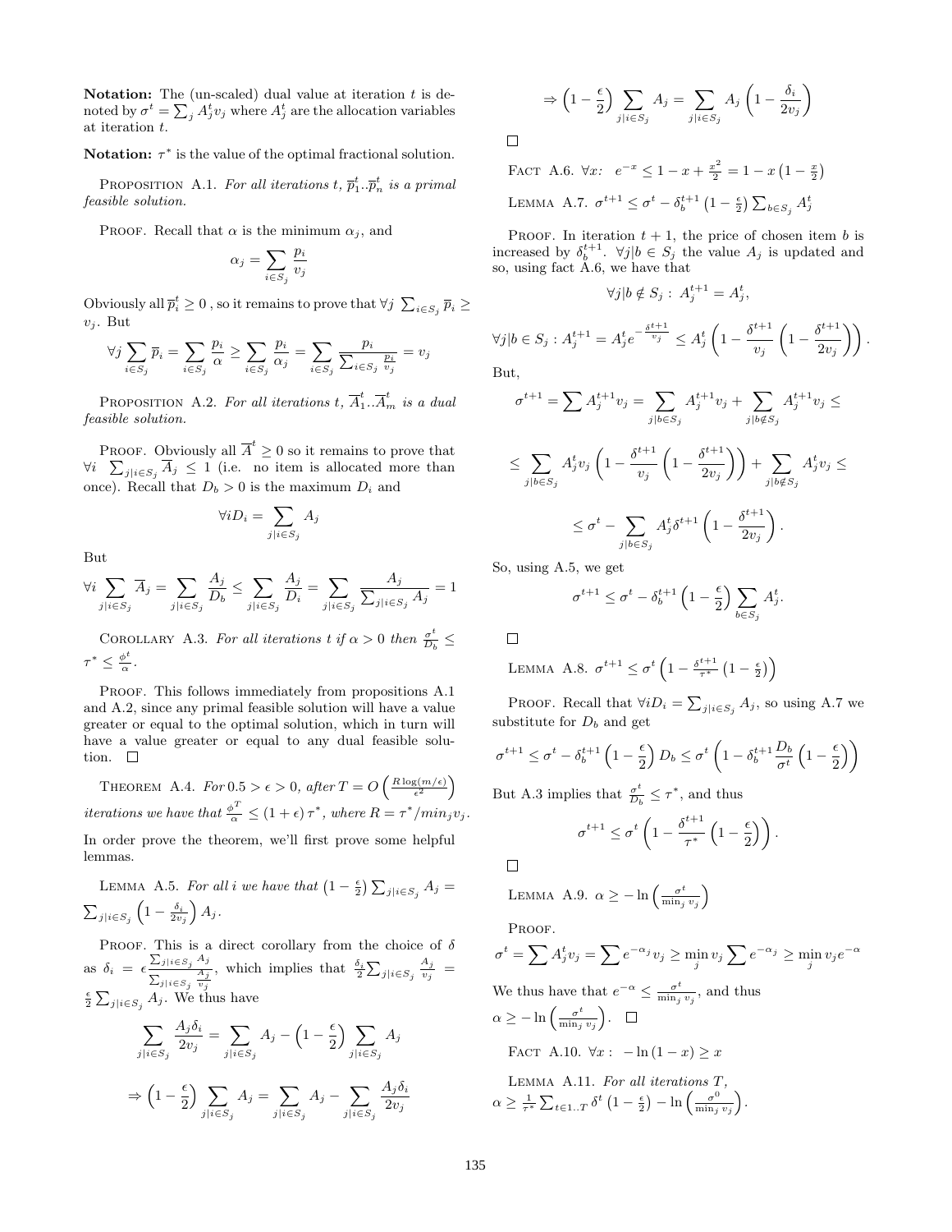**Notation:** The (un-scaled) dual value at iteration $t$ is denoted by $\sigma^t = \sum_j A_j^t v_j$ where $A_j^t$ are the allocation variables at iteration $t$.

**Notation:** $\tau^*$ is the value of the optimal fractional solution.

Proposition A.1. *For all iterations $t$, $\overline{p}_1^t .. \overline{p}_n^t$ is a primal feasible solution.*

Proof. Recall that $\alpha$ is the minimum $\alpha_j$, and

$$\alpha_j = \sum_{i \in S_j} \frac{p_i}{v_j}$$

Obviously all $\overline{p}_i^t \geq 0$ , so it remains to prove that $\forall j \; \sum_{i \in S_j} \overline{p}_i \geq v_j$. But

$$\forall j \sum_{i \in S_j} \overline{p}_i = \sum_{i \in S_j} \frac{p_i}{\alpha} \geq \sum_{i \in S_j} \frac{p_i}{\alpha_j} = \sum_{i \in S_j} \frac{p_i}{\sum_{i \in S_j} \frac{p_i}{v_j}} = v_j$$

Proposition A.2. *For all iterations $t$, $\overline{A}_1^t .. \overline{A}_m^t$ is a dual feasible solution.*

Proof. Obviously all $\overline{A}^t \geq 0$ so it remains to prove that $\forall i \; \sum_{j|i \in S_j} \overline{A}_j \leq 1$ (i.e. no item is allocated more than once). Recall that $D_b > 0$ is the maximum $D_i$ and

$$\forall i D_i = \sum_{j|i \in S_j} A_j$$

But

$$\forall i \sum_{j|i \in S_j} \overline{A}_j = \sum_{j|i \in S_j} \frac{A_j}{D_b} \leq \sum_{j|i \in S_j} \frac{A_j}{D_i} = \sum_{j|i \in S_j} \frac{A_j}{\sum_{j|i \in S_j} A_j} = 1$$

Corollary A.3. *For all iterations $t$ if $\alpha > 0$ then $\frac{\sigma^t}{D_b} \leq \tau^* \leq \frac{\phi^t}{\alpha}$.*

Proof. This follows immediately from propositions A.1 and A.2, since any primal feasible solution will have a value greater or equal to the optimal solution, which in turn will have a value greater or equal to any dual feasible solution. □

Theorem A.4. *For $0.5 > \epsilon > 0$, after $T = O\left(\frac{R \log(m/\epsilon)}{\epsilon^2}\right)$ iterations we have that $\frac{\phi^T}{\alpha} \leq (1+\epsilon)\tau^*$, where $R = \tau^*/min_j v_j$.*

In order prove the theorem, we'll first prove some helpful lemmas.

Lemma A.5. *For all $i$ we have that $\left(1 - \frac{\epsilon}{2}\right) \sum_{j|i \in S_j} A_j = \sum_{j|i \in S_j} \left(1 - \frac{\delta_i}{2v_j}\right) A_j$.*

Proof. This is a direct corollary from the choice of $\delta$ as $\delta_i = \epsilon \frac{\sum_{j|i \in S_j} A_j}{\sum_{j|i \in S_j} \frac{A_j}{v_j}}$, which implies that $\frac{\delta_i}{2} \sum_{j|i \in S_j} \frac{A_j}{v_j} = \frac{\epsilon}{2} \sum_{j|i \in S_j} A_j$. We thus have

$$\sum_{j|i \in S_j} \frac{A_j \delta_i}{2v_j} = \sum_{j|i \in S_j} A_j - \left(1 - \frac{\epsilon}{2}\right) \sum_{j|i \in S_j} A_j$$

$$\Rightarrow \left(1 - \frac{\epsilon}{2}\right) \sum_{j|i \in S_j} A_j = \sum_{j|i \in S_j} A_j - \sum_{j|i \in S_j} \frac{A_j \delta_i}{2v_j}$$

$$\Rightarrow \left(1 - \frac{\epsilon}{2}\right) \sum_{j|i \in S_j} A_j = \sum_{j|i \in S_j} A_j \left(1 - \frac{\delta_i}{2v_j}\right)$$

□

Fact A.6. $\forall x: \;\; e^{-x} \leq 1 - x + \frac{x^2}{2} = 1 - x\left(1 - \frac{x}{2}\right)$

Lemma A.7. $\sigma^{t+1} \leq \sigma^t - \delta_b^{t+1}\left(1 - \frac{\epsilon}{2}\right) \sum_{b \in S_j} A_j^t$

Proof. In iteration $t+1$, the price of chosen item $b$ is increased by $\delta_b^{t+1}$. $\forall j | b \in S_j$ the value $A_j$ is updated and so, using fact A.6, we have that

$$\forall j | b \notin S_j : \; A_j^{t+1} = A_j^t,$$

$$\forall j | b \in S_j : A_j^{t+1} = A_j^t e^{-\frac{\delta^{t+1}}{v_j}} \leq A_j^t \left(1 - \frac{\delta^{t+1}}{v_j}\left(1 - \frac{\delta^{t+1}}{2v_j}\right)\right).$$

But,

$$\sigma^{t+1} = \sum A_j^{t+1} v_j = \sum_{j|b \in S_j} A_j^{t+1} v_j + \sum_{j|b \notin S_j} A_j^{t+1} v_j \leq$$

$$\leq \sum_{j|b \in S_j} A_j^t v_j \left(1 - \frac{\delta^{t+1}}{v_j}\left(1 - \frac{\delta^{t+1}}{2v_j}\right)\right) + \sum_{j|b \notin S_j} A_j^t v_j \leq$$

$$\leq \sigma^t - \sum_{j|b \in S_j} A_j^t \delta^{t+1}\left(1 - \frac{\delta^{t+1}}{2v_j}\right).$$

So, using A.5, we get

$$\sigma^{t+1} \leq \sigma^t - \delta_b^{t+1}\left(1 - \frac{\epsilon}{2}\right) \sum_{b \in S_j} A_j^t.$$

□

Lemma A.8. $\sigma^{t+1} \leq \sigma^t \left(1 - \frac{\delta^{t+1}}{\tau^*}\left(1 - \frac{\epsilon}{2}\right)\right)$

Proof. Recall that $\forall i D_i = \sum_{j|i \in S_j} A_j$, so using A.7 we substitute for $D_b$ and get

$$\sigma^{t+1} \leq \sigma^t - \delta_b^{t+1}\left(1 - \frac{\epsilon}{2}\right) D_b \leq \sigma^t \left(1 - \delta_b^{t+1} \frac{D_b}{\sigma^t}\left(1 - \frac{\epsilon}{2}\right)\right)$$

But A.3 implies that $\frac{\sigma^t}{D_b} \leq \tau^*$, and thus

$$\sigma^{t+1} \leq \sigma^t \left(1 - \frac{\delta^{t+1}}{\tau^*}\left(1 - \frac{\epsilon}{2}\right)\right).$$

□

Lemma A.9. $\alpha \geq -\ln\left(\frac{\sigma^t}{\min_j v_j}\right)$

Proof.

$$\sigma^t = \sum A_j^t v_j = \sum e^{-\alpha_j} v_j \geq \min_j v_j \sum e^{-\alpha_j} \geq \min_j v_j e^{-\alpha}$$

We thus have that $e^{-\alpha} \leq \frac{\sigma^t}{\min_j v_j}$, and thus $\alpha \geq -\ln\left(\frac{\sigma^t}{\min_j v_j}\right)$. □

Fact A.10. $\forall x : \; -\ln(1-x) \geq x$

Lemma A.11. *For all iterations $T$,* $\alpha \geq \frac{1}{\tau^*} \sum_{t \in 1..T} \delta^t \left(1 - \frac{\epsilon}{2}\right) - \ln\left(\frac{\sigma^0}{\min_j v_j}\right)$.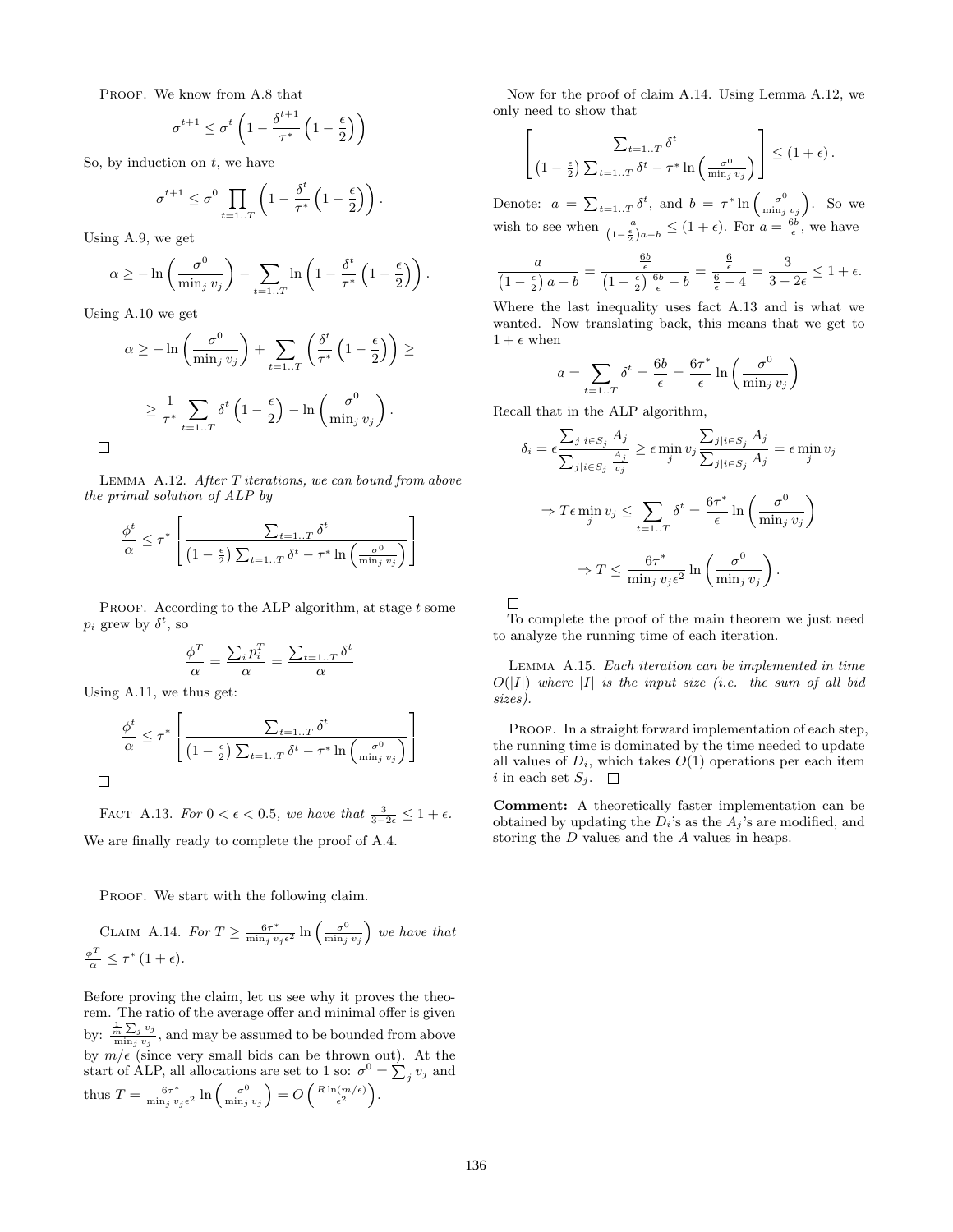PROOF. We know from A.8 that

$$\sigma^{t+1} \leq \sigma^t \left(1 - \frac{\delta^{t+1}}{\tau^*}\left(1 - \frac{\epsilon}{2}\right)\right)$$

So, by induction on $t$, we have

$$\sigma^{t+1} \leq \sigma^0 \prod_{t=1..T} \left(1 - \frac{\delta^t}{\tau^*}\left(1 - \frac{\epsilon}{2}\right)\right).$$

Using A.9, we get

$$\alpha \geq -\ln\left(\frac{\sigma^0}{\min_j v_j}\right) - \sum_{t=1..T} \ln\left(1 - \frac{\delta^t}{\tau^*}\left(1 - \frac{\epsilon}{2}\right)\right).$$

Using A.10 we get

$$\alpha \geq -\ln\left(\frac{\sigma^0}{\min_j v_j}\right) + \sum_{t=1..T}\left(\frac{\delta^t}{\tau^*}\left(1 - \frac{\epsilon}{2}\right)\right) \geq$$

$$\geq \frac{1}{\tau^*}\sum_{t=1..T} \delta^t \left(1 - \frac{\epsilon}{2}\right) - \ln\left(\frac{\sigma^0}{\min_j v_j}\right).$$

□

LEMMA A.12. *After $T$ iterations, we can bound from above the primal solution of ALP by*

$$\frac{\phi^t}{\alpha} \leq \tau^* \left[\frac{\sum_{t=1..T}\delta^t}{\left(1 - \frac{\epsilon}{2}\right)\sum_{t=1..T}\delta^t - \tau^* \ln\left(\frac{\sigma^0}{\min_j v_j}\right)}\right]$$

PROOF. According to the ALP algorithm, at stage $t$ some $p_i$ grew by $\delta^t$, so

$$\frac{\phi^T}{\alpha} = \frac{\sum_i p_i^T}{\alpha} = \frac{\sum_{t=1..T}\delta^t}{\alpha}$$

Using A.11, we thus get:

$$\frac{\phi^t}{\alpha} \leq \tau^* \left[\frac{\sum_{t=1..T}\delta^t}{\left(1 - \frac{\epsilon}{2}\right)\sum_{t=1..T}\delta^t - \tau^* \ln\left(\frac{\sigma^0}{\min_j v_j}\right)}\right]$$

□

FACT A.13. *For $0 < \epsilon < 0.5$, we have that $\frac{3}{3-2\epsilon} \leq 1 + \epsilon$.*

We are finally ready to complete the proof of A.4.

PROOF. We start with the following claim.

CLAIM A.14. *For $T \geq \frac{6\tau^*}{\min_j v_j \epsilon^2} \ln\left(\frac{\sigma^0}{\min_j v_j}\right)$ we have that $\frac{\phi^T}{\alpha} \leq \tau^*(1+\epsilon)$.*

Before proving the claim, let us see why it proves the theorem. The ratio of the average offer and minimal offer is given by: $\frac{\frac{1}{m}\sum_j v_j}{\min_j v_j}$, and may be assumed to be bounded from above by $m/\epsilon$ (since very small bids can be thrown out). At the start of ALP, all allocations are set to 1 so: $\sigma^0 = \sum_j v_j$ and thus $T = \frac{6\tau^*}{\min_j v_j \epsilon^2} \ln\left(\frac{\sigma^0}{\min_j v_j}\right) = O\left(\frac{R\ln(m/\epsilon)}{\epsilon^2}\right)$.

Now for the proof of claim A.14. Using Lemma A.12, we only need to show that

$$\left[\frac{\sum_{t=1..T}\delta^t}{\left(1 - \frac{\epsilon}{2}\right)\sum_{t=1..T}\delta^t - \tau^* \ln\left(\frac{\sigma^0}{\min_j v_j}\right)}\right] \leq (1+\epsilon).$$

Denote: $a = \sum_{t=1..T}\delta^t$, and $b = \tau^* \ln\left(\frac{\sigma^0}{\min_j v_j}\right)$. So we wish to see when $\frac{a}{\left(1-\frac{\epsilon}{2}\right)a - b} \leq (1+\epsilon)$. For $a = \frac{6b}{\epsilon}$, we have

$$\frac{a}{\left(1-\frac{\epsilon}{2}\right)a - b} = \frac{\frac{6b}{\epsilon}}{\left(1-\frac{\epsilon}{2}\right)\frac{6b}{\epsilon} - b} = \frac{\frac{6}{\epsilon}}{\frac{6}{\epsilon} - 4} = \frac{3}{3-2\epsilon} \leq 1+\epsilon.$$

Where the last inequality uses fact A.13 and is what we wanted. Now translating back, this means that we get to $1+\epsilon$ when

$$a = \sum_{t=1..T}\delta^t = \frac{6b}{\epsilon} = \frac{6\tau^*}{\epsilon}\ln\left(\frac{\sigma^0}{\min_j v_j}\right)$$

Recall that in the ALP algorithm,

$$\delta_i = \epsilon \frac{\sum_{j|i\in S_j} A_j}{\sum_{j|i\in S_j} \frac{A_j}{v_j}} \geq \epsilon \min_j v_j \frac{\sum_{j|i\in S_j} A_j}{\sum_{j|i\in S_j} A_j} = \epsilon \min_j v_j$$

$$\Rightarrow T\epsilon \min_j v_j \leq \sum_{t=1..T}\delta^t = \frac{6\tau^*}{\epsilon}\ln\left(\frac{\sigma^0}{\min_j v_j}\right)$$

$$\Rightarrow T \leq \frac{6\tau^*}{\min_j v_j \epsilon^2}\ln\left(\frac{\sigma^0}{\min_j v_j}\right).$$

□

To complete the proof of the main theorem we just need to analyze the running time of each iteration.

LEMMA A.15. *Each iteration can be implemented in time $O(|I|)$ where $|I|$ is the input size (i.e. the sum of all bid sizes).*

PROOF. In a straight forward implementation of each step, the running time is dominated by the time needed to update all values of $D_i$, which takes $O(1)$ operations per each item $i$ in each set $S_j$. □

**Comment:** A theoretically faster implementation can be obtained by updating the $D_i$'s as the $A_j$'s are modified, and storing the $D$ values and the $A$ values in heaps.